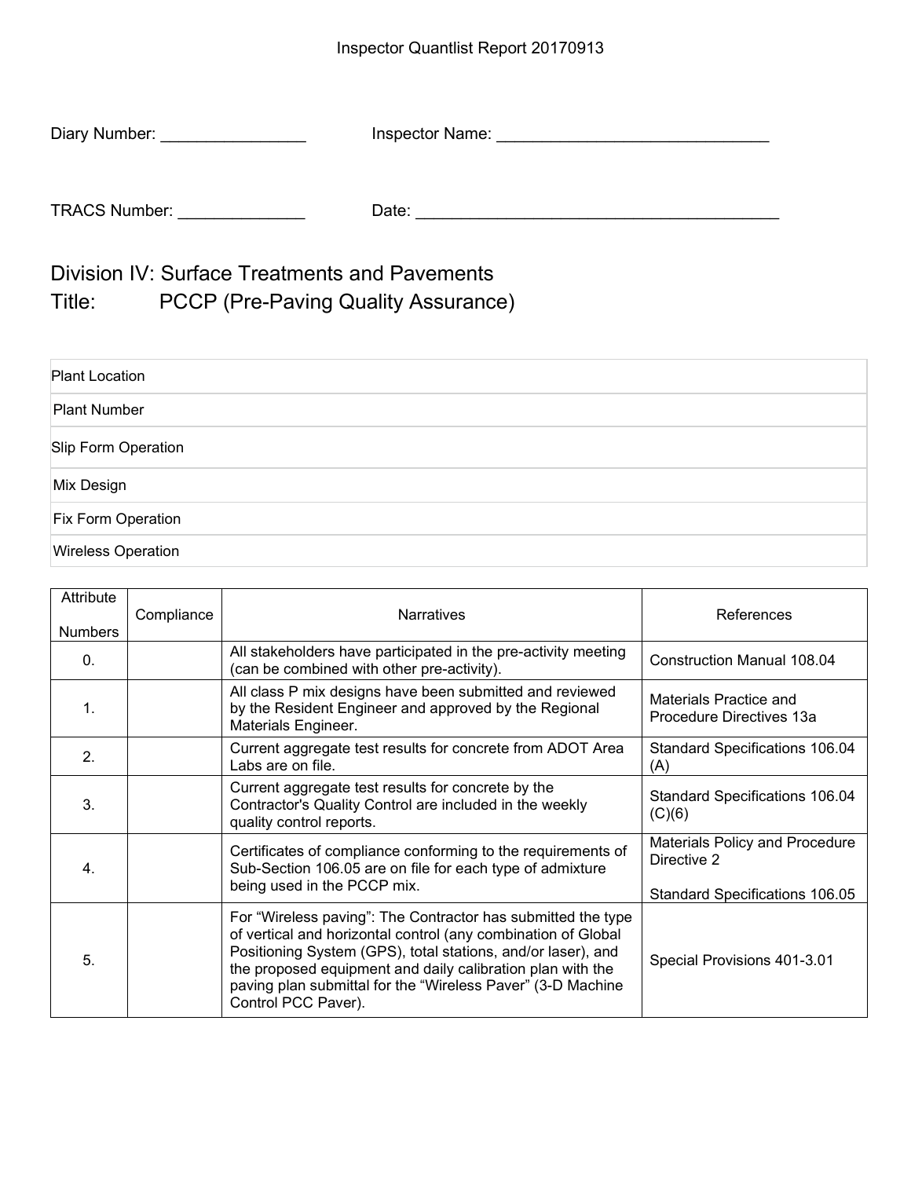Inspector Quantlist Report 20170913

Diary Number: ________________ Inspector Name: ______________________________

TRACS Number: ______________ Date: ________________________________________

# Division IV: Surface Treatments and Pavements

## Title: PCCP (Pre-Paving Quality Assurance)

| Plant Location |
|---|
| Plant Number |
| Slip Form Operation |
| Mix Design |
| Fix Form Operation |
| Wireless Operation |

| Attribute Numbers | Compliance | Narratives | References |
|---|---|---|---|
| 0. | | All stakeholders have participated in the pre-activity meeting (can be combined with other pre-activity). | Construction Manual 108.04 |
| 1. | | All class P mix designs have been submitted and reviewed by the Resident Engineer and approved by the Regional Materials Engineer. | Materials Practice and Procedure Directives 13a |
| 2. | | Current aggregate test results for concrete from ADOT Area Labs are on file. | Standard Specifications 106.04 (A) |
| 3. | | Current aggregate test results for concrete by the Contractor's Quality Control are included in the weekly quality control reports. | Standard Specifications 106.04 (C)(6) |
| 4. | | Certificates of compliance conforming to the requirements of Sub-Section 106.05 are on file for each type of admixture being used in the PCCP mix. | Materials Policy and Procedure Directive 2<br><br>Standard Specifications 106.05 |
| 5. | | For “Wireless paving”: The Contractor has submitted the type of vertical and horizontal control (any combination of Global Positioning System (GPS), total stations, and/or laser), and the proposed equipment and daily calibration plan with the paving plan submittal for the “Wireless Paver” (3-D Machine Control PCC Paver). | Special Provisions 401-3.01 |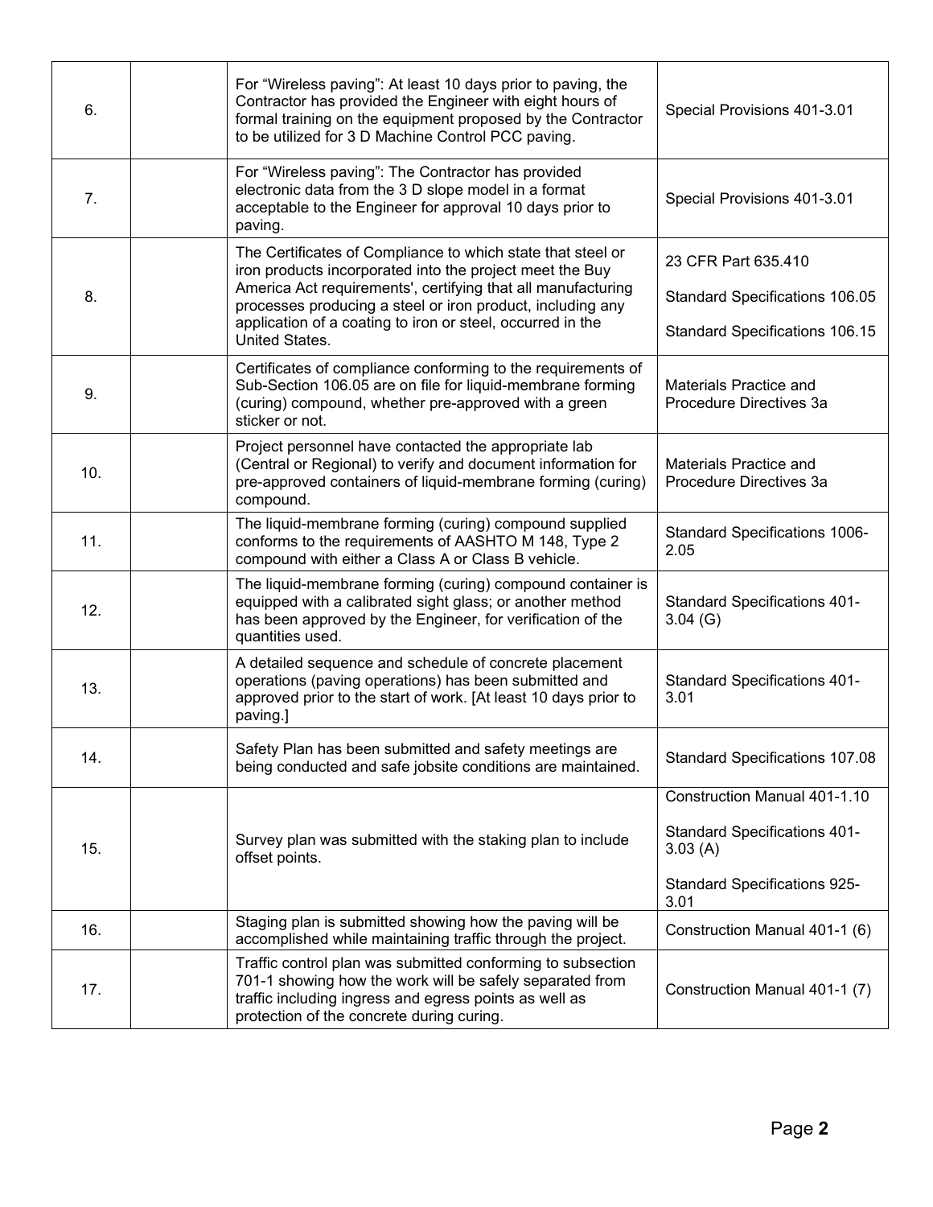| | | | |
|---|---|---|---|
| 6. | | For "Wireless paving": At least 10 days prior to paving, the Contractor has provided the Engineer with eight hours of formal training on the equipment proposed by the Contractor to be utilized for 3 D Machine Control PCC paving. | Special Provisions 401-3.01 |
| 7. | | For "Wireless paving": The Contractor has provided electronic data from the 3 D slope model in a format acceptable to the Engineer for approval 10 days prior to paving. | Special Provisions 401-3.01 |
| 8. | | The Certificates of Compliance to which state that steel or iron products incorporated into the project meet the Buy America Act requirements', certifying that all manufacturing processes producing a steel or iron product, including any application of a coating to iron or steel, occurred in the United States. | 23 CFR Part 635.410<br><br>Standard Specifications 106.05<br><br>Standard Specifications 106.15 |
| 9. | | Certificates of compliance conforming to the requirements of Sub-Section 106.05 are on file for liquid-membrane forming (curing) compound, whether pre-approved with a green sticker or not. | Materials Practice and Procedure Directives 3a |
| 10. | | Project personnel have contacted the appropriate lab (Central or Regional) to verify and document information for pre-approved containers of liquid-membrane forming (curing) compound. | Materials Practice and Procedure Directives 3a |
| 11. | | The liquid-membrane forming (curing) compound supplied conforms to the requirements of AASHTO M 148, Type 2 compound with either a Class A or Class B vehicle. | Standard Specifications 1006-2.05 |
| 12. | | The liquid-membrane forming (curing) compound container is equipped with a calibrated sight glass; or another method has been approved by the Engineer, for verification of the quantities used. | Standard Specifications 401-3.04 (G) |
| 13. | | A detailed sequence and schedule of concrete placement operations (paving operations) has been submitted and approved prior to the start of work. [At least 10 days prior to paving.] | Standard Specifications 401-3.01 |
| 14. | | Safety Plan has been submitted and safety meetings are being conducted and safe jobsite conditions are maintained. | Standard Specifications 107.08 |
| 15. | | Survey plan was submitted with the staking plan to include offset points. | Construction Manual 401-1.10<br><br>Standard Specifications 401-3.03 (A)<br><br>Standard Specifications 925-3.01 |
| 16. | | Staging plan is submitted showing how the paving will be accomplished while maintaining traffic through the project. | Construction Manual 401-1 (6) |
| 17. | | Traffic control plan was submitted conforming to subsection 701-1 showing how the work will be safely separated from traffic including ingress and egress points as well as protection of the concrete during curing. | Construction Manual 401-1 (7) |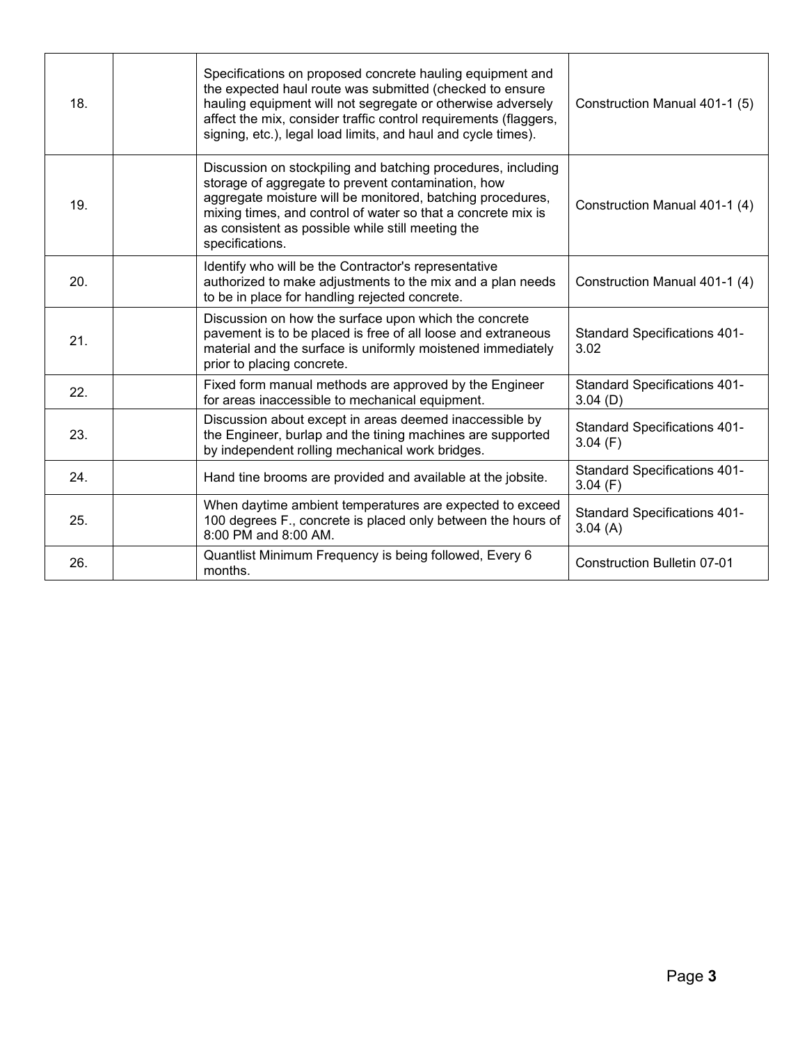| | | | |
|---|---|---|---|
| 18. | | Specifications on proposed concrete hauling equipment and the expected haul route was submitted (checked to ensure hauling equipment will not segregate or otherwise adversely affect the mix, consider traffic control requirements (flaggers, signing, etc.), legal load limits, and haul and cycle times). | Construction Manual 401-1 (5) |
| 19. | | Discussion on stockpiling and batching procedures, including storage of aggregate to prevent contamination, how aggregate moisture will be monitored, batching procedures, mixing times, and control of water so that a concrete mix is as consistent as possible while still meeting the specifications. | Construction Manual 401-1 (4) |
| 20. | | Identify who will be the Contractor's representative authorized to make adjustments to the mix and a plan needs to be in place for handling rejected concrete. | Construction Manual 401-1 (4) |
| 21. | | Discussion on how the surface upon which the concrete pavement is to be placed is free of all loose and extraneous material and the surface is uniformly moistened immediately prior to placing concrete. | Standard Specifications 401-3.02 |
| 22. | | Fixed form manual methods are approved by the Engineer for areas inaccessible to mechanical equipment. | Standard Specifications 401-3.04 (D) |
| 23. | | Discussion about except in areas deemed inaccessible by the Engineer, burlap and the tining machines are supported by independent rolling mechanical work bridges. | Standard Specifications 401-3.04 (F) |
| 24. | | Hand tine brooms are provided and available at the jobsite. | Standard Specifications 401-3.04 (F) |
| 25. | | When daytime ambient temperatures are expected to exceed 100 degrees F., concrete is placed only between the hours of 8:00 PM and 8:00 AM. | Standard Specifications 401-3.04 (A) |
| 26. | | Quantlist Minimum Frequency is being followed, Every 6 months. | Construction Bulletin 07-01 |